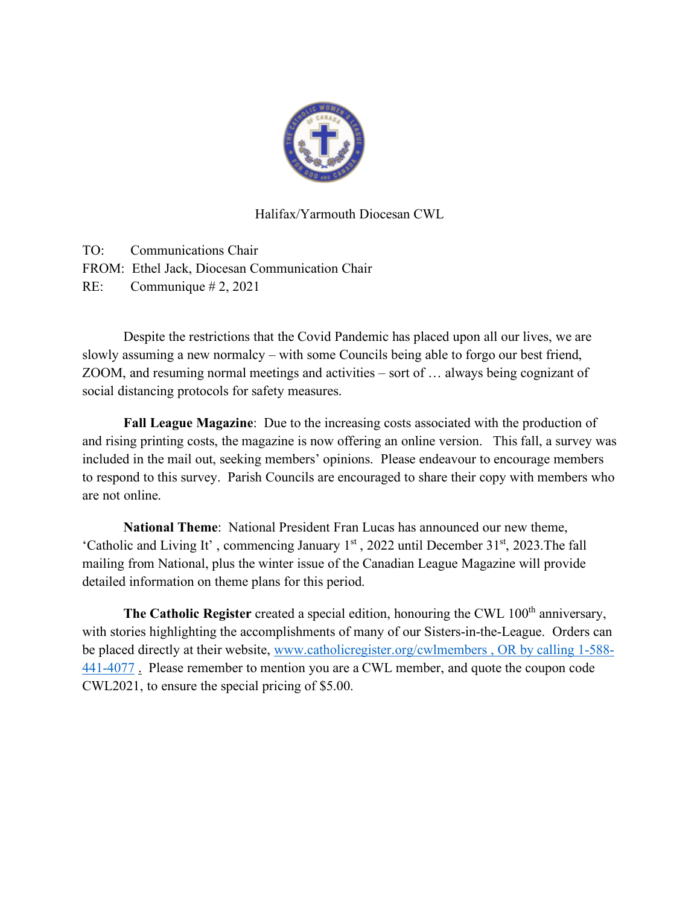Halifax/Yarmouth Diocesan CWL

TO: Communications Chair
FROM: Ethel Jack, Diocesan Communication Chair
RE: Communique # 2, 2021

Despite the restrictions that the Covid Pandemic has placed upon all our lives, we are slowly assuming a new normalcy – with some Councils being able to forgo our best friend, ZOOM, and resuming normal meetings and activities – sort of … always being cognizant of social distancing protocols for safety measures.

**Fall League Magazine**: Due to the increasing costs associated with the production of and rising printing costs, the magazine is now offering an online version. This fall, a survey was included in the mail out, seeking members' opinions. Please endeavour to encourage members to respond to this survey. Parish Councils are encouraged to share their copy with members who are not online.

**National Theme**: National President Fran Lucas has announced our new theme, 'Catholic and Living It' , commencing January 1st , 2022 until December 31st, 2023.The fall mailing from National, plus the winter issue of the Canadian League Magazine will provide detailed information on theme plans for this period.

**The Catholic Register** created a special edition, honouring the CWL 100th anniversary, with stories highlighting the accomplishments of many of our Sisters-in-the-League. Orders can be placed directly at their website, www.catholicregister.org/cwlmembers , OR by calling 1-588-441-4077 . Please remember to mention you are a CWL member, and quote the coupon code CWL2021, to ensure the special pricing of $5.00.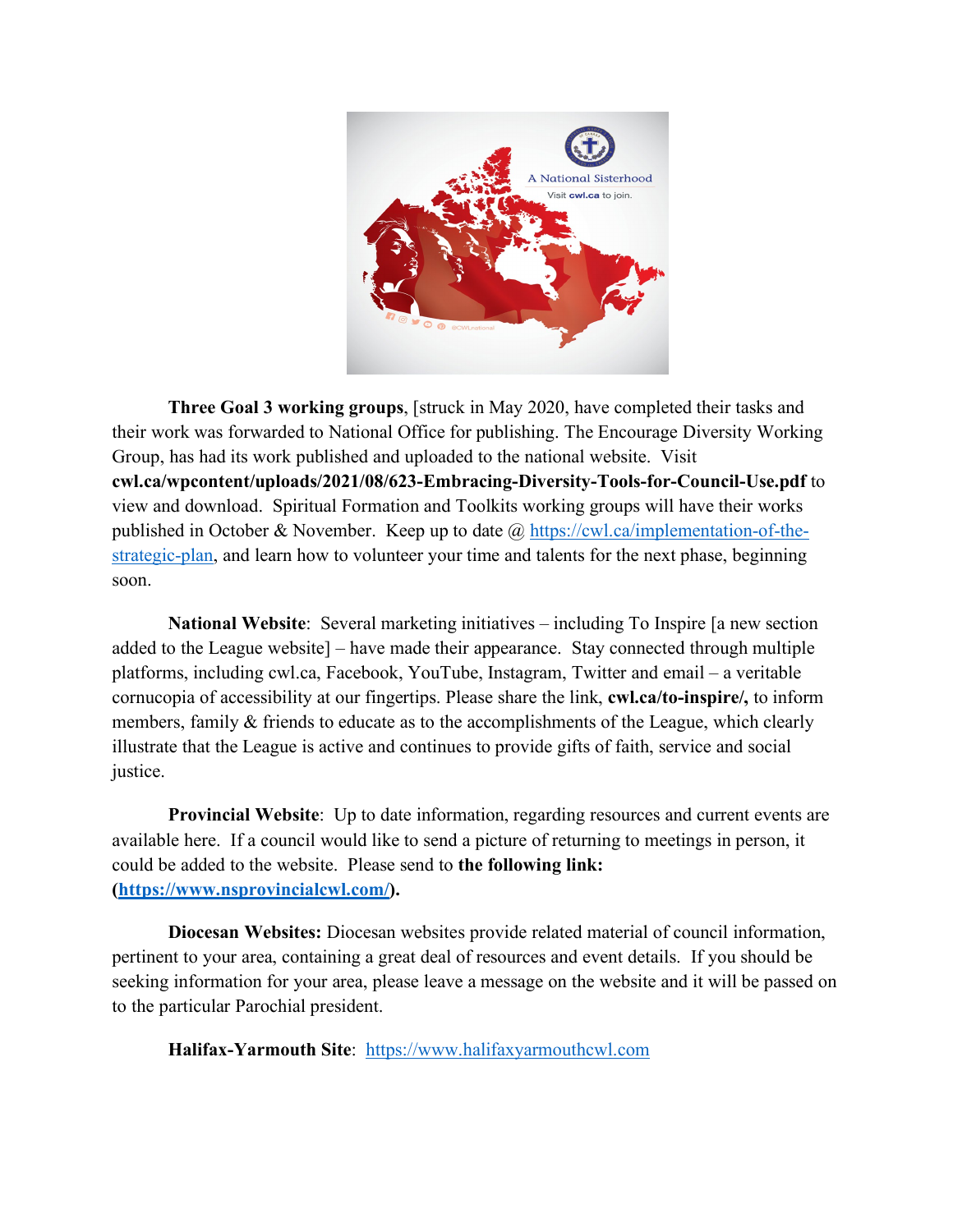**Three Goal 3 working groups**, [struck in May 2020, have completed their tasks and their work was forwarded to National Office for publishing. The Encourage Diversity Working Group, has had its work published and uploaded to the national website. Visit **cwl.ca/wpcontent/uploads/2021/08/623-Embracing-Diversity-Tools-for-Council-Use.pdf** to view and download. Spiritual Formation and Toolkits working groups will have their works published in October & November. Keep up to date @ [https://cwl.ca/implementation-of-the-strategic-plan](https://cwl.ca/implementation-of-the-strategic-plan), and learn how to volunteer your time and talents for the next phase, beginning soon.

**National Website**: Several marketing initiatives – including To Inspire [a new section added to the League website] – have made their appearance. Stay connected through multiple platforms, including cwl.ca, Facebook, YouTube, Instagram, Twitter and email – a veritable cornucopia of accessibility at our fingertips. Please share the link, **cwl.ca/to-inspire/,** to inform members, family & friends to educate as to the accomplishments of the League, which clearly illustrate that the League is active and continues to provide gifts of faith, service and social justice.

**Provincial Website**: Up to date information, regarding resources and current events are available here. If a council would like to send a picture of returning to meetings in person, it could be added to the website. Please send to **the following link: ([https://www.nsprovincialcwl.com/](https://www.nsprovincialcwl.com/)).**

**Diocesan Websites:** Diocesan websites provide related material of council information, pertinent to your area, containing a great deal of resources and event details. If you should be seeking information for your area, please leave a message on the website and it will be passed on to the particular Parochial president.

**Halifax-Yarmouth Site**: [https://www.halifaxyarmouthcwl.com](https://www.halifaxyarmouthcwl.com)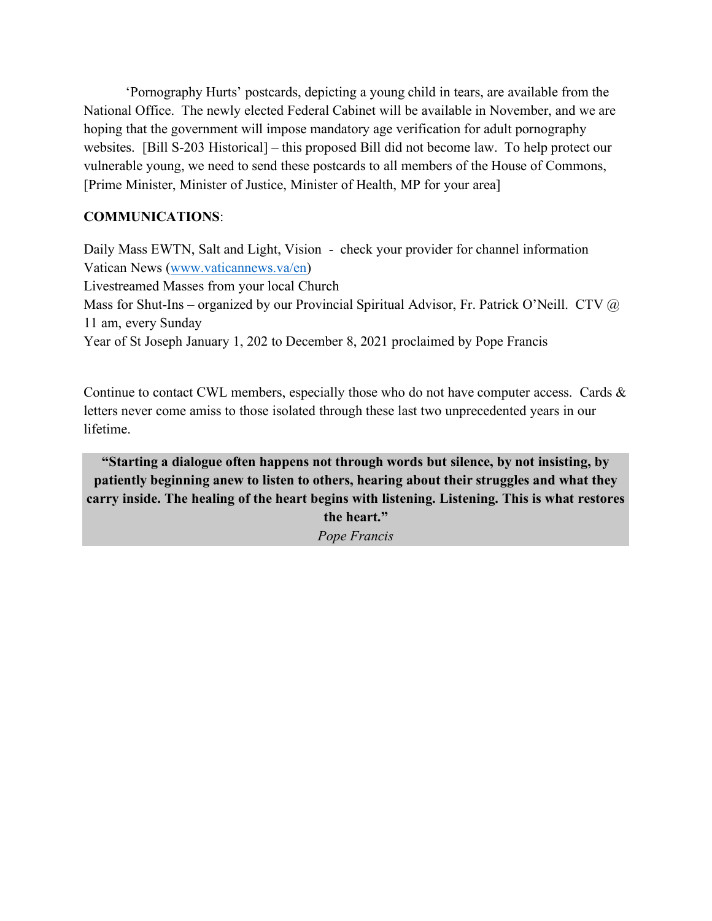'Pornography Hurts' postcards, depicting a young child in tears, are available from the National Office. The newly elected Federal Cabinet will be available in November, and we are hoping that the government will impose mandatory age verification for adult pornography websites. [Bill S-203 Historical] – this proposed Bill did not become law. To help protect our vulnerable young, we need to send these postcards to all members of the House of Commons, [Prime Minister, Minister of Justice, Minister of Health, MP for your area]

**COMMUNICATIONS**:

Daily Mass EWTN, Salt and Light, Vision - check your provider for channel information
Vatican News (www.vaticannews.va/en)
Livestreamed Masses from your local Church
Mass for Shut-Ins – organized by our Provincial Spiritual Advisor, Fr. Patrick O'Neill. CTV @ 11 am, every Sunday
Year of St Joseph January 1, 202 to December 8, 2021 proclaimed by Pope Francis

Continue to contact CWL members, especially those who do not have computer access. Cards & letters never come amiss to those isolated through these last two unprecedented years in our lifetime.

**"Starting a dialogue often happens not through words but silence, by not insisting, by patiently beginning anew to listen to others, hearing about their struggles and what they carry inside. The healing of the heart begins with listening. Listening. This is what restores the heart."**

*Pope Francis*